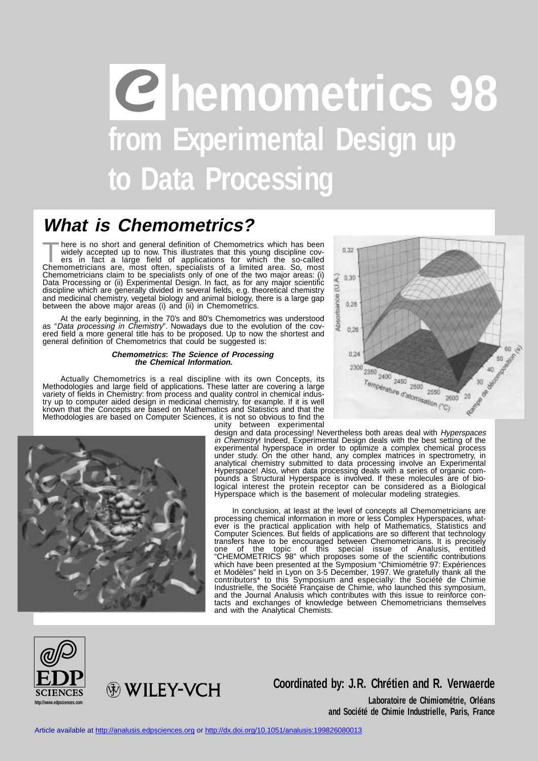# Chemometrics 98

## from Experimental Design up to Data Processing

## *What is Chemometrics?*

There is no short and general definition of Chemometrics which has been widely accepted up to now. This illustrates that this young discipline covers in fact a large field of applications for which the so-called Chemometricians are, most often, specialists of a limited area. So, most Chemometricians claim to be specialists only of one of the two major areas: (i) Data Processing or (ii) Experimental Design. In fact, as for any major scientific discipline which are generally divided in several fields, e.g. theoretical chemistry and medicinal chemistry, vegetal biology and animal biology, there is a large gap between the above major areas (i) and (ii) in Chemometrics.

At the early beginning, in the 70's and 80's Chemometrics was understood as "*Data processing in Chemistry*". Nowadays due to the evolution of the covered field a more general title has to be proposed. Up to now the shortest and general definition of Chemometrics that could be suggested is:

***Chemometrics*: *The Science of Processing the Chemical Information*.**

Actually Chemometrics is a real discipline with its own Concepts, its Methodologies and large field of applications. These latter are covering a large variety of fields in Chemistry: from process and quality control in chemical industry up to computer aided design in medicinal chemistry, for example. If it is well known that the Concepts are based on Mathematics and Statistics and that the Methodologies are based on Computer Sciences, it is not so obvious to find the unity between experimental design and data processing! Nevertheless both areas deal with *Hyperspaces in Chemistry*! Indeed, Experimental Design deals with the best setting of the experimental hyperspace in order to optimize a complex chemical process under study. On the other hand, any complex matrices in spectrometry, in analytical chemistry submitted to data processing involve an Experimental Hyperspace! Also, when data processing deals with a series of organic compounds a Structural Hyperspace is involved. If these molecules are of biological interest the protein receptor can be considered as a Biological Hyperspace which is the basement of molecular modeling strategies.

In conclusion, at least at the level of concepts all Chemometricians are processing chemical information in more or less Complex Hyperspaces, whatever is the practical application with help of Mathematics, Statistics and Computer Sciences. But fields of applications are so different that technology transfers have to be encouraged between Chemometricians. It is precisely one of the topic of this special issue of Analusis, entitled "CHEMOMETRICS 98" which proposes some of the scientific contributions which have been presented at the Symposium "Chimiométrie 97: Expériences et Modèles" held in Lyon on 3-5 December, 1997. We gratefully thank all the contributors* to this Symposium and especially: the Société de Chimie Industrielle, the Société Française de Chimie, who launched this symposium, and the Journal Analusis which contributes with this issue to reinforce contacts and exchanges of knowledge between Chemometricians themselves and with the Analytical Chemists.

**Coordinated by: J.R. Chrétien and R. Verwaerde**

**Laboratoire de Chimiométrie, Orléans and Société de Chimie Industrielle, Paris, France**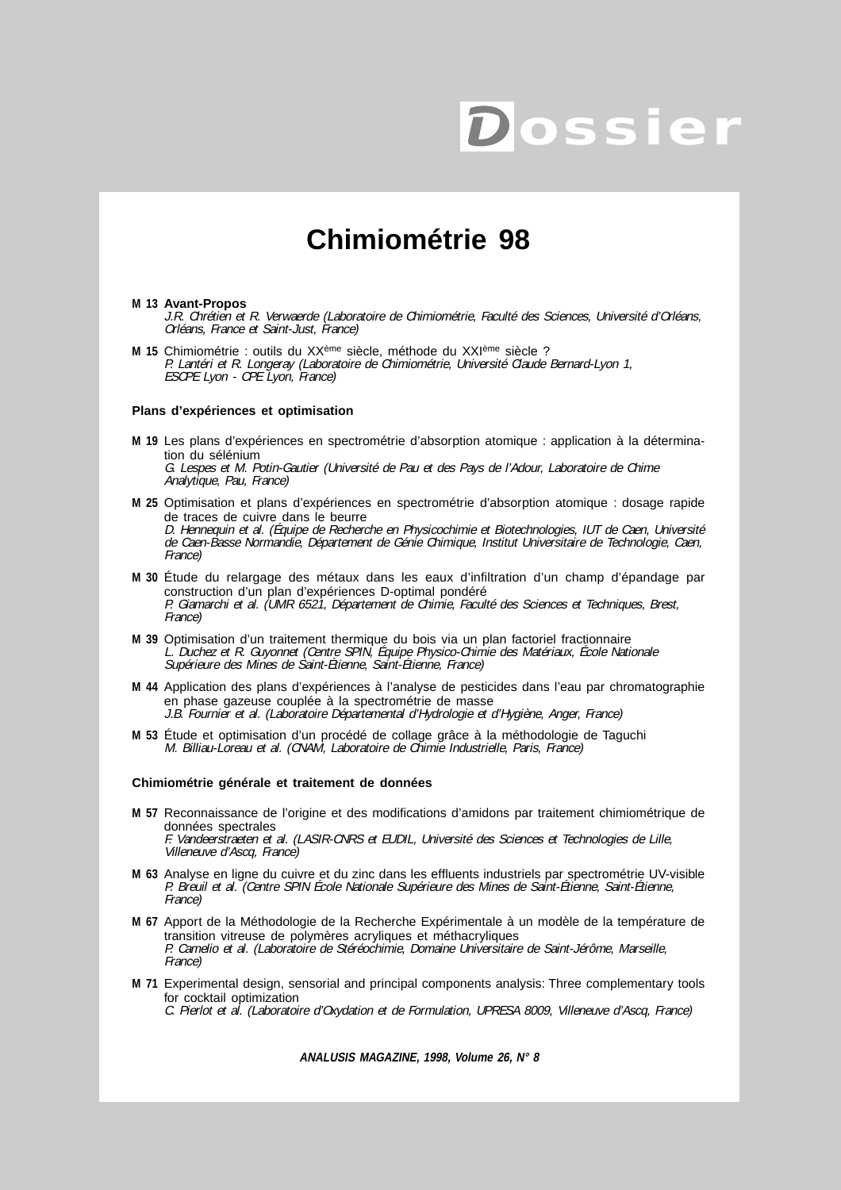# Dossier

## Chimiométrie 98

**M 13 Avant-Propos**
*J.R. Chrétien et R. Verwaerde (Laboratoire de Chimiométrie, Faculté des Sciences, Université d'Orléans, Orléans, France et Saint-Just, France)*

**M 15** Chimiométrie : outils du XX^ème siècle, méthode du XXI^ème siècle ?
*P. Lantéri et R. Longeray (Laboratoire de Chimiométrie, Université Claude Bernard-Lyon 1, ESCPE Lyon - CPE Lyon, France)*

### Plans d'expériences et optimisation

**M 19** Les plans d'expériences en spectrométrie d'absorption atomique : application à la détermination du sélénium
*G. Lespes et M. Potin-Gautier (Université de Pau et des Pays de l'Adour, Laboratoire de Chime Analytique, Pau, France)*

**M 25** Optimisation et plans d'expériences en spectrométrie d'absorption atomique : dosage rapide de traces de cuivre dans le beurre
*D. Hennequin et al. (Équipe de Recherche en Physicochimie et Biotechnologies, IUT de Caen, Université de Caen-Basse Normandie, Département de Génie Chimique, Institut Universitaire de Technologie, Caen, France)*

**M 30** Étude du relargage des métaux dans les eaux d'infiltration d'un champ d'épandage par construction d'un plan d'expériences D-optimal pondéré
*P. Giamarchi et al. (UMR 6521, Département de Chimie, Faculté des Sciences et Techniques, Brest, France)*

**M 39** Optimisation d'un traitement thermique du bois via un plan factoriel fractionnaire
*L. Duchez et R. Guyonnet (Centre SPIN, Équipe Physico-Chimie des Matériaux, École Nationale Supérieure des Mines de Saint-Étienne, Saint-Étienne, France)*

**M 44** Application des plans d'expériences à l'analyse de pesticides dans l'eau par chromatographie en phase gazeuse couplée à la spectrométrie de masse
*J.B. Fournier et al. (Laboratoire Départemental d'Hydrologie et d'Hygiène, Anger, France)*

**M 53** Étude et optimisation d'un procédé de collage grâce à la méthodologie de Taguchi
*M. Billiau-Loreau et al. (CNAM, Laboratoire de Chimie Industrielle, Paris, France)*

### Chimiométrie générale et traitement de données

**M 57** Reconnaissance de l'origine et des modifications d'amidons par traitement chimiométrique de données spectrales
*F. Vandeerstraeten et al. (LASIR-CNRS et EUDIL, Université des Sciences et Technologies de Lille, Villeneuve d'Ascq, France)*

**M 63** Analyse en ligne du cuivre et du zinc dans les effluents industriels par spectrométrie UV-visible
*P. Breuil et al. (Centre SPIN École Nationale Supérieure des Mines de Saint-Étienne, Saint-Étienne, France)*

**M 67** Apport de la Méthodologie de la Recherche Expérimentale à un modèle de la température de transition vitreuse de polymères acryliques et méthacryliques
*P. Camelio et al. (Laboratoire de Stéréochimie, Domaine Universitaire de Saint-Jérôme, Marseille, France)*

**M 71** Experimental design, sensorial and principal components analysis: Three complementary tools for cocktail optimization
*C. Pierlot et al. (Laboratoire d'Oxydation et de Formulation, UPRESA 8009, Villeneuve d'Ascq, France)*

***ANALUSIS MAGAZINE, 1998, Volume 26, N° 8***